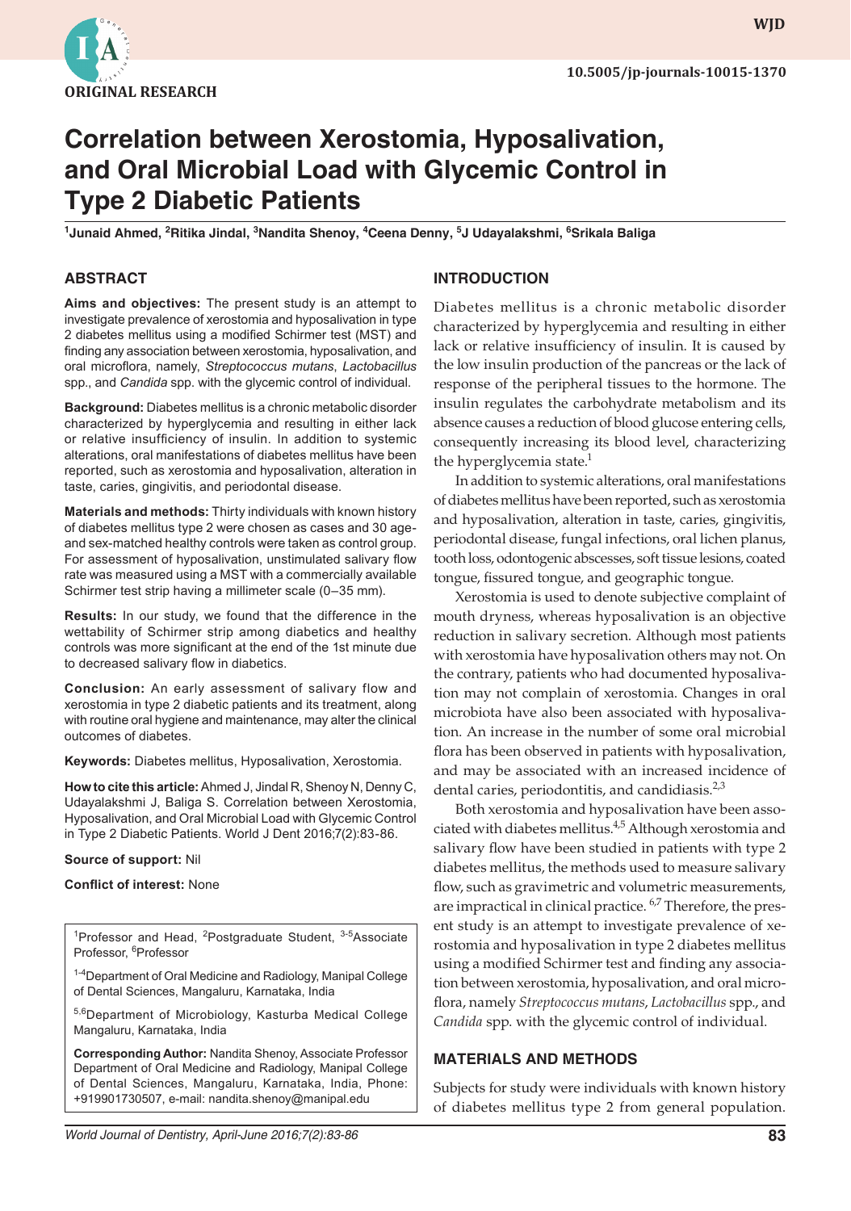ORIGINAL RESEARCH

10.5005/jp-journals-10015-1370

# Correlation between Xerostomia, Hyposalivation, and Oral Microbial Load with Glycemic Control in Type 2 Diabetic Patients

[1]Junaid Ahmed, [2]Ritika Jindal, [3]Nandita Shenoy, [4]Ceena Denny, [5]J Udayalakshmi, [6]Srikala Baliga

## ABSTRACT

**Aims and objectives:** The present study is an attempt to investigate prevalence of xerostomia and hyposalivation in type 2 diabetes mellitus using a modified Schirmer test (MST) and finding any association between xerostomia, hyposalivation, and oral microflora, namely, *Streptococcus mutans*, *Lactobacillus* spp., and *Candida* spp. with the glycemic control of individual.

**Background:** Diabetes mellitus is a chronic metabolic disorder characterized by hyperglycemia and resulting in either lack or relative insufficiency of insulin. In addition to systemic alterations, oral manifestations of diabetes mellitus have been reported, such as xerostomia and hyposalivation, alteration in taste, caries, gingivitis, and periodontal disease.

**Materials and methods:** Thirty individuals with known history of diabetes mellitus type 2 were chosen as cases and 30 age- and sex-matched healthy controls were taken as control group. For assessment of hyposalivation, unstimulated salivary flow rate was measured using a MST with a commercially available Schirmer test strip having a millimeter scale (0–35 mm).

**Results:** In our study, we found that the difference in the wettability of Schirmer strip among diabetics and healthy controls was more significant at the end of the 1st minute due to decreased salivary flow in diabetics.

**Conclusion:** An early assessment of salivary flow and xerostomia in type 2 diabetic patients and its treatment, along with routine oral hygiene and maintenance, may alter the clinical outcomes of diabetes.

**Keywords:** Diabetes mellitus, Hyposalivation, Xerostomia.

**How to cite this article:** Ahmed J, Jindal R, Shenoy N, Denny C, Udayalakshmi J, Baliga S. Correlation between Xerostomia, Hyposalivation, and Oral Microbial Load with Glycemic Control in Type 2 Diabetic Patients. World J Dent 2016;7(2):83-86.

**Source of support:** Nil

**Conflict of interest:** None

[1]Professor and Head, [2]Postgraduate Student, [3-5]Associate Professor, [6]Professor

[1-4]Department of Oral Medicine and Radiology, Manipal College of Dental Sciences, Mangaluru, Karnataka, India

[5,6]Department of Microbiology, Kasturba Medical College Mangaluru, Karnataka, India

**Corresponding Author:** Nandita Shenoy, Associate Professor Department of Oral Medicine and Radiology, Manipal College of Dental Sciences, Mangaluru, Karnataka, India, Phone: +919901730507, e-mail: nandita.shenoy@manipal.edu

## INTRODUCTION

Diabetes mellitus is a chronic metabolic disorder characterized by hyperglycemia and resulting in either lack or relative insufficiency of insulin. It is caused by the low insulin production of the pancreas or the lack of response of the peripheral tissues to the hormone. The insulin regulates the carbohydrate metabolism and its absence causes a reduction of blood glucose entering cells, consequently increasing its blood level, characterizing the hyperglycemia state.[1]

In addition to systemic alterations, oral manifestations of diabetes mellitus have been reported, such as xerostomia and hyposalivation, alteration in taste, caries, gingivitis, periodontal disease, fungal infections, oral lichen planus, tooth loss, odontogenic abscesses, soft tissue lesions, coated tongue, fissured tongue, and geographic tongue.

Xerostomia is used to denote subjective complaint of mouth dryness, whereas hyposalivation is an objective reduction in salivary secretion. Although most patients with xerostomia have hyposalivation others may not. On the contrary, patients who had documented hyposalivation may not complain of xerostomia. Changes in oral microbiota have also been associated with hyposalivation. An increase in the number of some oral microbial flora has been observed in patients with hyposalivation, and may be associated with an increased incidence of dental caries, periodontitis, and candidiasis.[2,3]

Both xerostomia and hyposalivation have been associated with diabetes mellitus.[4,5] Although xerostomia and salivary flow have been studied in patients with type 2 diabetes mellitus, the methods used to measure salivary flow, such as gravimetric and volumetric measurements, are impractical in clinical practice.[6,7] Therefore, the present study is an attempt to investigate prevalence of xerostomia and hyposalivation in type 2 diabetes mellitus using a modified Schirmer test and finding any association between xerostomia, hyposalivation, and oral microflora, namely *Streptococcus mutans*, *Lactobacillus* spp., and *Candida* spp. with the glycemic control of individual.

## MATERIALS AND METHODS

Subjects for study were individuals with known history of diabetes mellitus type 2 from general population.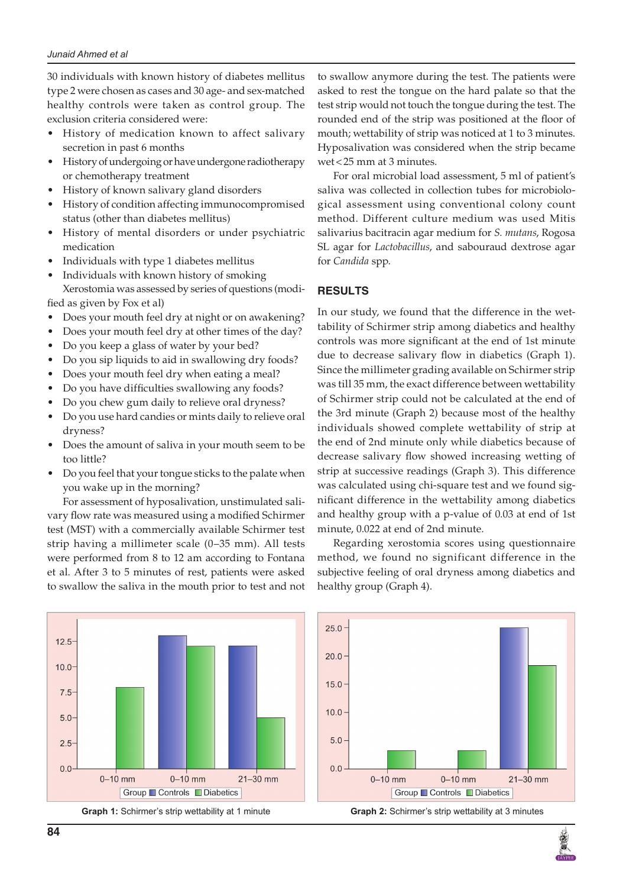30 individuals with known history of diabetes mellitus type 2 were chosen as cases and 30 age- and sex-matched healthy controls were taken as control group. The exclusion criteria considered were:

- History of medication known to affect salivary secretion in past 6 months
- History of undergoing or have undergone radiotherapy or chemotherapy treatment
- History of known salivary gland disorders
- History of condition affecting immunocompromised status (other than diabetes mellitus)
- History of mental disorders or under psychiatric medication
- Individuals with type 1 diabetes mellitus
- Individuals with known history of smoking

Xerostomia was assessed by series of questions (modified as given by Fox et al)

- Does your mouth feel dry at night or on awakening?
- Does your mouth feel dry at other times of the day?
- Do you keep a glass of water by your bed?
- Do you sip liquids to aid in swallowing dry foods?
- Does your mouth feel dry when eating a meal?
- Do you have difficulties swallowing any foods?
- Do you chew gum daily to relieve oral dryness?
- Do you use hard candies or mints daily to relieve oral dryness?
- Does the amount of saliva in your mouth seem to be too little?
- Do you feel that your tongue sticks to the palate when you wake up in the morning?

For assessment of hyposalivation, unstimulated salivary flow rate was measured using a modified Schirmer test (MST) with a commercially available Schirmer test strip having a millimeter scale (0–35 mm). All tests were performed from 8 to 12 am according to Fontana et al. After 3 to 5 minutes of rest, patients were asked to swallow the saliva in the mouth prior to test and not to swallow anymore during the test. The patients were asked to rest the tongue on the hard palate so that the test strip would not touch the tongue during the test. The rounded end of the strip was positioned at the floor of mouth; wettability of strip was noticed at 1 to 3 minutes. Hyposalivation was considered when the strip became wet < 25 mm at 3 minutes.

For oral microbial load assessment, 5 ml of patient's saliva was collected in collection tubes for microbiological assessment using conventional colony count method. Different culture medium was used Mitis salivarius bacitracin agar medium for *S. mutans*, Rogosa SL agar for *Lactobacillus*, and sabouraud dextrose agar for *Candida* spp.

## RESULTS

In our study, we found that the difference in the wettability of Schirmer strip among diabetics and healthy controls was more significant at the end of 1st minute due to decrease salivary flow in diabetics (Graph 1). Since the millimeter grading available on Schirmer strip was till 35 mm, the exact difference between wettability of Schirmer strip could not be calculated at the end of the 3rd minute (Graph 2) because most of the healthy individuals showed complete wettability of strip at the end of 2nd minute only while diabetics because of decrease salivary flow showed increasing wetting of strip at successive readings (Graph 3). This difference was calculated using chi-square test and we found significant difference in the wettability among diabetics and healthy group with a p-value of 0.03 at end of 1st minute, 0.022 at end of 2nd minute.

Regarding xerostomia scores using questionnaire method, we found no significant difference in the subjective feeling of oral dryness among diabetics and healthy group (Graph 4).

**Graph 1:** Schirmer's strip wettability at 1 minute

**Graph 2:** Schirmer's strip wettability at 3 minutes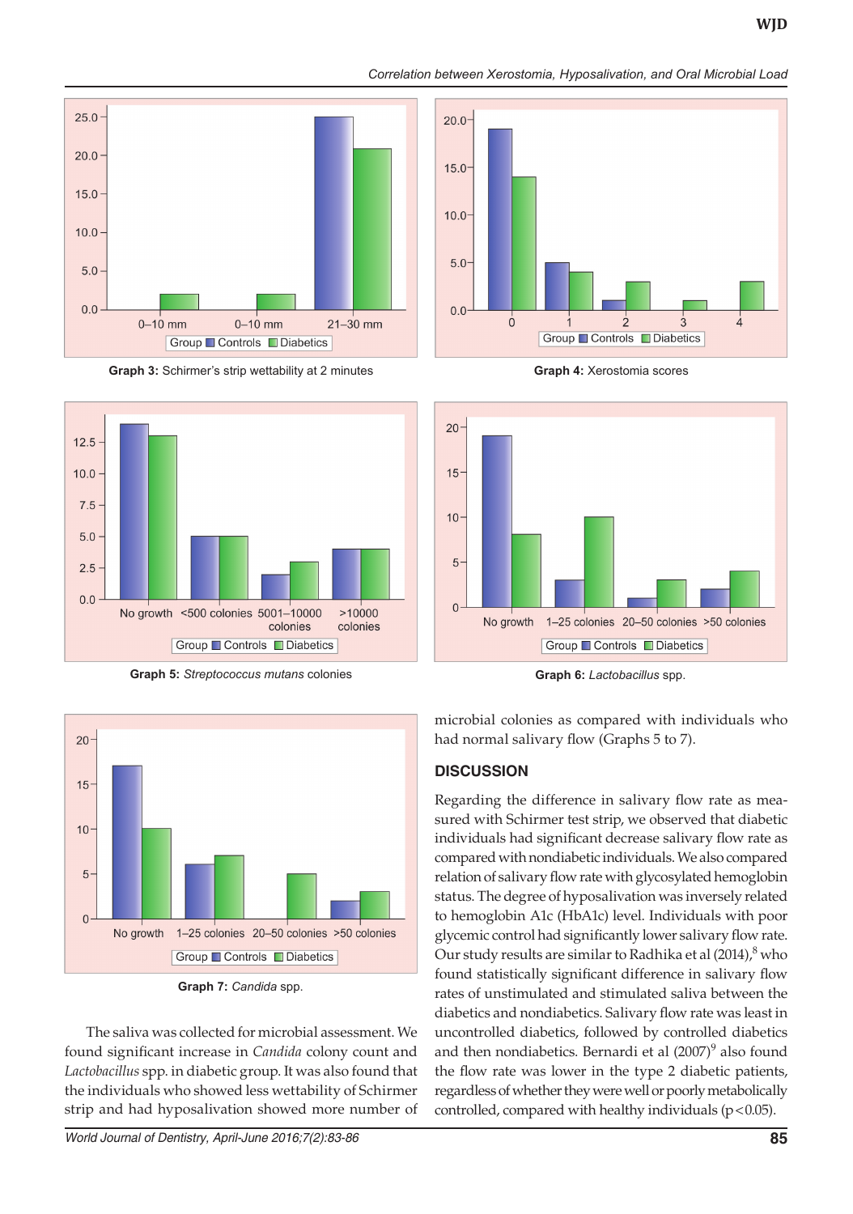Graph 3: Schirmer's strip wettability at 2 minutes

Graph 4: Xerostomia scores

Graph 5: *Streptococcus mutans* colonies

Graph 6: *Lactobacillus* spp.

Graph 7: *Candida* spp.

The saliva was collected for microbial assessment. We found significant increase in *Candida* colony count and *Lactobacillus* spp. in diabetic group. It was also found that the individuals who showed less wettability of Schirmer strip and had hyposalivation showed more number of microbial colonies as compared with individuals who had normal salivary flow (Graphs 5 to 7).

## DISCUSSION

Regarding the difference in salivary flow rate as measured with Schirmer test strip, we observed that diabetic individuals had significant decrease salivary flow rate as compared with nondiabetic individuals. We also compared relation of salivary flow rate with glycosylated hemoglobin status. The degree of hyposalivation was inversely related to hemoglobin A1c (HbA1c) level. Individuals with poor glycemic control had significantly lower salivary flow rate. Our study results are similar to Radhika et al (2014),[8] who found statistically significant difference in salivary flow rates of unstimulated and stimulated saliva between the diabetics and nondiabetics. Salivary flow rate was least in uncontrolled diabetics, followed by controlled diabetics and then nondiabetics. Bernardi et al (2007)[9] also found the flow rate was lower in the type 2 diabetic patients, regardless of whether they were well or poorly metabolically controlled, compared with healthy individuals ($p < 0.05$).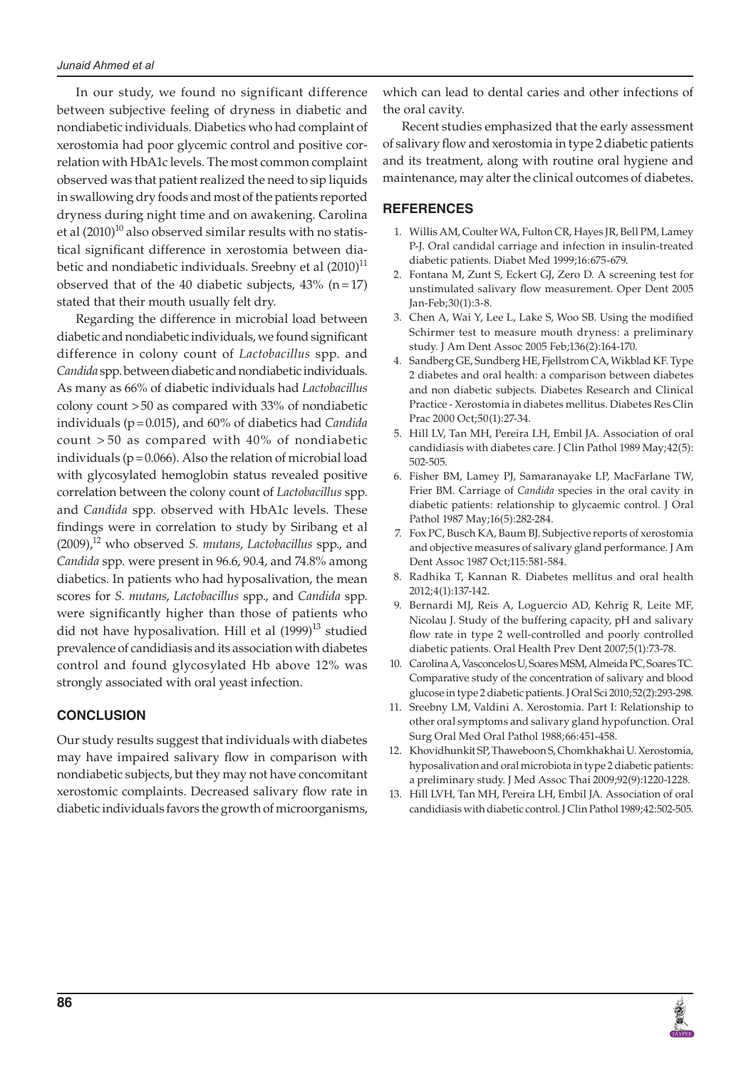In our study, we found no significant difference between subjective feeling of dryness in diabetic and nondiabetic individuals. Diabetics who had complaint of xerostomia had poor glycemic control and positive correlation with HbA1c levels. The most common complaint observed was that patient realized the need to sip liquids in swallowing dry foods and most of the patients reported dryness during night time and on awakening. Carolina et al (2010)[10] also observed similar results with no statistical significant difference in xerostomia between diabetic and nondiabetic individuals. Sreebny et al (2010)[11] observed that of the 40 diabetic subjects, 43% (n = 17) stated that their mouth usually felt dry.

Regarding the difference in microbial load between diabetic and nondiabetic individuals, we found significant difference in colony count of *Lactobacillus* spp. and *Candida* spp. between diabetic and nondiabetic individuals. As many as 66% of diabetic individuals had *Lactobacillus* colony count > 50 as compared with 33% of nondiabetic individuals ($p = 0.015$), and 60% of diabetics had *Candida* count > 50 as compared with 40% of nondiabetic individuals ($p = 0.066$). Also the relation of microbial load with glycosylated hemoglobin status revealed positive correlation between the colony count of *Lactobacillus* spp. and *Candida* spp. observed with HbA1c levels. These findings were in correlation to study by Siribang et al (2009),[12] who observed *S. mutans*, *Lactobacillus* spp., and *Candida* spp. were present in 96.6, 90.4, and 74.8% among diabetics. In patients who had hyposalivation, the mean scores for *S. mutans*, *Lactobacillus* spp., and *Candida* spp. were significantly higher than those of patients who did not have hyposalivation. Hill et al (1999)[13] studied prevalence of candidiasis and its association with diabetes control and found glycosylated Hb above 12% was strongly associated with oral yeast infection.

## CONCLUSION

Our study results suggest that individuals with diabetes may have impaired salivary flow in comparison with nondiabetic subjects, but they may not have concomitant xerostomic complaints. Decreased salivary flow rate in diabetic individuals favors the growth of microorganisms, which can lead to dental caries and other infections of the oral cavity.

Recent studies emphasized that the early assessment of salivary flow and xerostomia in type 2 diabetic patients and its treatment, along with routine oral hygiene and maintenance, may alter the clinical outcomes of diabetes.

## REFERENCES

1. Willis AM, Coulter WA, Fulton CR, Hayes JR, Bell PM, Lamey P-J. Oral candidal carriage and infection in insulin-treated diabetic patients. Diabet Med 1999;16:675-679.
2. Fontana M, Zunt S, Eckert GJ, Zero D. A screening test for unstimulated salivary flow measurement. Oper Dent 2005 Jan-Feb;30(1):3-8.
3. Chen A, Wai Y, Lee L, Lake S, Woo SB. Using the modified Schirmer test to measure mouth dryness: a preliminary study. J Am Dent Assoc 2005 Feb;136(2):164-170.
4. Sandberg GE, Sundberg HE, Fjellstrom CA, Wikblad KF. Type 2 diabetes and oral health: a comparison between diabetes and non diabetic subjects. Diabetes Research and Clinical Practice - Xerostomia in diabetes mellitus. Diabetes Res Clin Prac 2000 Oct;50(1):27-34.
5. Hill LV, Tan MH, Pereira LH, Embil JA. Association of oral candidiasis with diabetes care. J Clin Pathol 1989 May;42(5): 502-505.
6. Fisher BM, Lamey PJ, Samaranayake LP, MacFarlane TW, Frier BM. Carriage of *Candida* species in the oral cavity in diabetic patients: relationship to glycaemic control. J Oral Pathol 1987 May;16(5):282-284.
7. Fox PC, Busch KA, Baum BJ. Subjective reports of xerostomia and objective measures of salivary gland performance. J Am Dent Assoc 1987 Oct;115:581-584.
8. Radhika T, Kannan R. Diabetes mellitus and oral health 2012;4(1):137-142.
9. Bernardi MJ, Reis A, Loguercio AD, Kehrig R, Leite MF, Nicolau J. Study of the buffering capacity, pH and salivary flow rate in type 2 well-controlled and poorly controlled diabetic patients. Oral Health Prev Dent 2007;5(1):73-78.
10. Carolina A, Vasconcelos U, Soares MSM, Almeida PC, Soares TC. Comparative study of the concentration of salivary and blood glucose in type 2 diabetic patients. J Oral Sci 2010;52(2):293-298.
11. Sreebny LM, Valdini A. Xerostomia. Part I: Relationship to other oral symptoms and salivary gland hypofunction. Oral Surg Oral Med Oral Pathol 1988;66:451-458.
12. Khovidhunkit SP, Thaweboon S, Chomkhakhai U. Xerostomia, hyposalivation and oral microbiota in type 2 diabetic patients: a preliminary study. J Med Assoc Thai 2009;92(9):1220-1228.
13. Hill LVH, Tan MH, Pereira LH, Embil JA. Association of oral candidiasis with diabetic control. J Clin Pathol 1989;42:502-505.